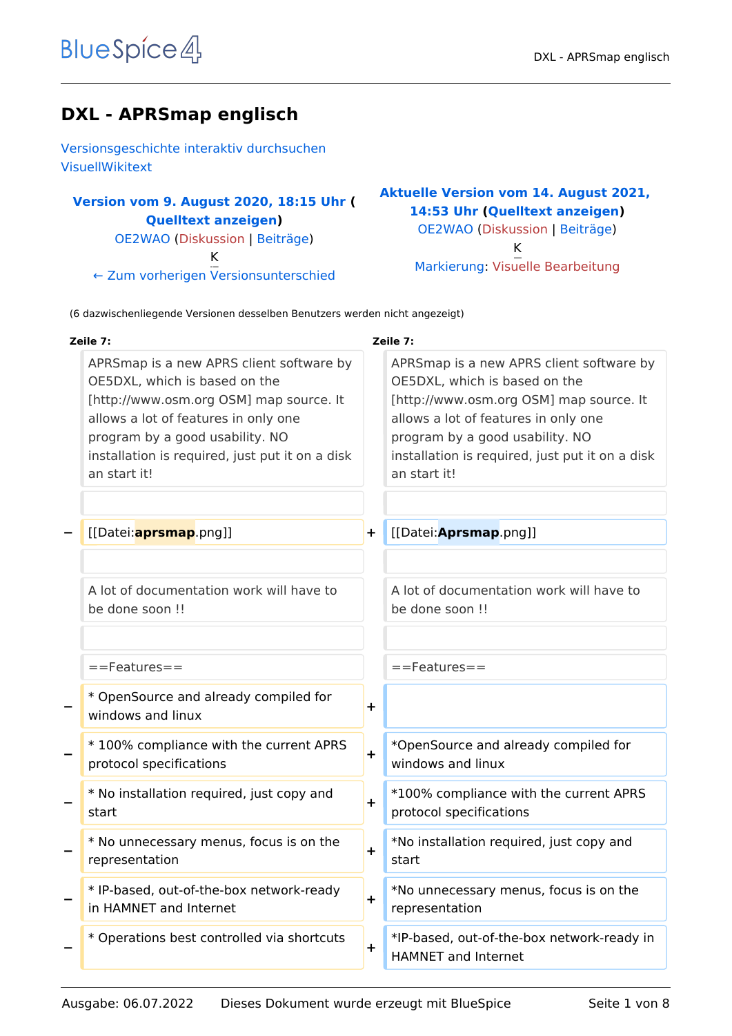# DXL - APRSmap englisch

Versionsgeschichte interaktiv durchsuchen
VisuellWikitext

| Version vom 9. August 2020, 18:15 Uhr (Quelltext anzeigen) | Aktuelle Version vom 14. August 2021, 14:53 Uhr (Quelltext anzeigen) |
|---|---|
| OE2WAO (Diskussion \| Beiträge) | OE2WAO (Diskussion \| Beiträge) |
| K | K |
| ← Zum vorherigen Versionsunterschied | Markierung: Visuelle Bearbeitung |

(6 dazwischenliegende Versionen desselben Benutzers werden nicht angezeigt)

| | Zeile 7: | | Zeile 7: |
|---|---|---|---|
| | APRSmap is a new APRS client software by OE5DXL, which is based on the [http://www.osm.org OSM] map source. It allows a lot of features in only one program by a good usability. NO installation is required, just put it on a disk an start it! | | APRSmap is a new APRS client software by OE5DXL, which is based on the [http://www.osm.org OSM] map source. It allows a lot of features in only one program by a good usability. NO installation is required, just put it on a disk an start it! |
| | | | |
| − | [[Datei:**aprsmap**.png]] | + | [[Datei:**Aprsmap**.png]] |
| | | | |
| | A lot of documentation work will have to be done soon !! | | A lot of documentation work will have to be done soon !! |
| | | | |
| | ==Features== | | ==Features== |
| − | * OpenSource and already compiled for windows and linux | + | |
| − | * 100% compliance with the current APRS protocol specifications | + | *OpenSource and already compiled for windows and linux |
| − | * No installation required, just copy and start | + | *100% compliance with the current APRS protocol specifications |
| − | * No unnecessary menus, focus is on the representation | + | *No installation required, just copy and start |
| − | * IP-based, out-of-the-box network-ready in HAMNET and Internet | + | *No unnecessary menus, focus is on the representation |
| − | * Operations best controlled via shortcuts | + | *IP-based, out-of-the-box network-ready in HAMNET and Internet |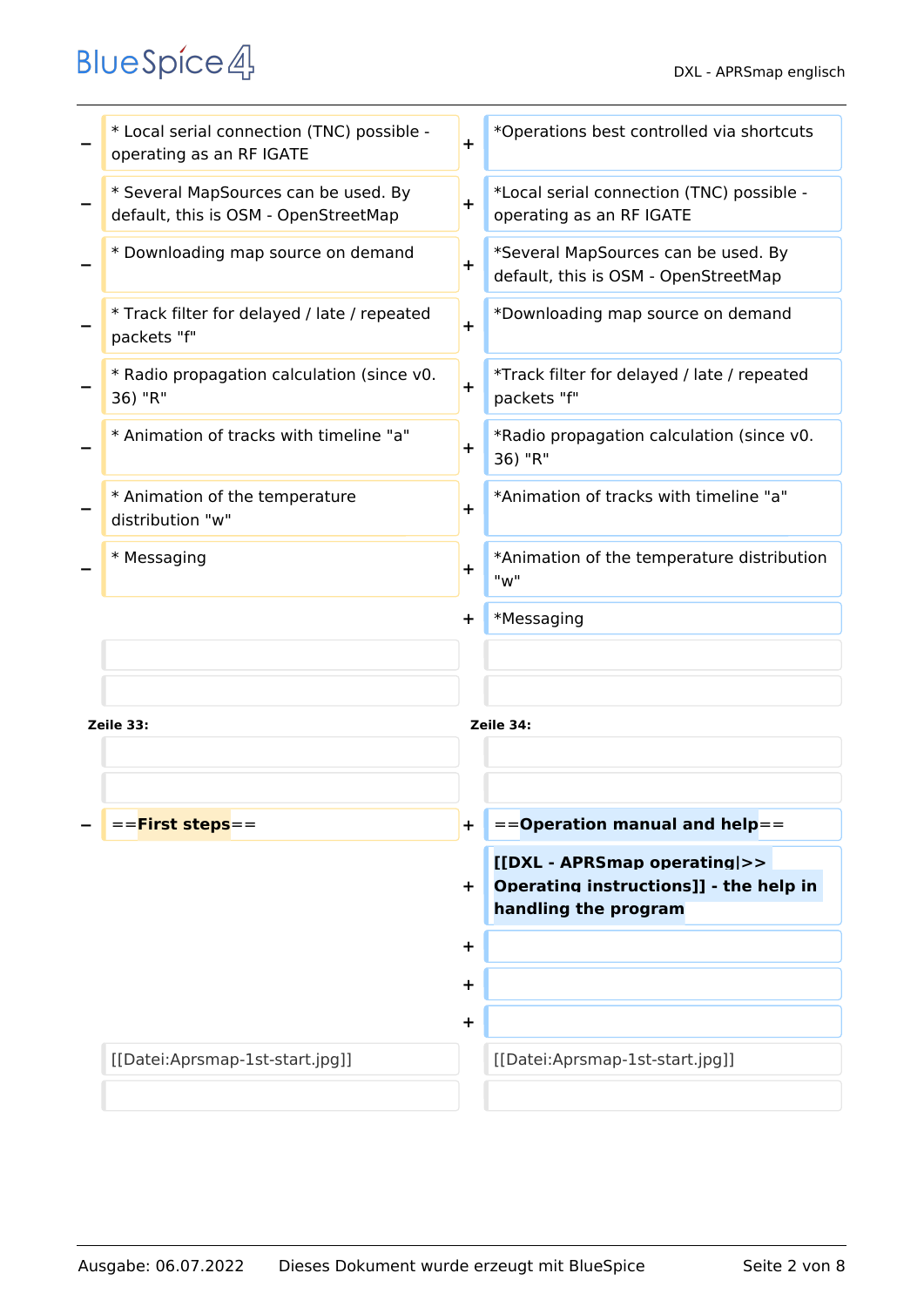| | | | |
|---|---|---|---|
| − | * Local serial connection (TNC) possible - operating as an RF IGATE | + | *Operations best controlled via shortcuts |
| − | * Several MapSources can be used. By default, this is OSM - OpenStreetMap | + | *Local serial connection (TNC) possible - operating as an RF IGATE |
| − | * Downloading map source on demand | + | *Several MapSources can be used. By default, this is OSM - OpenStreetMap |
| − | * Track filter for delayed / late / repeated packets "f" | + | *Downloading map source on demand |
| − | * Radio propagation calculation (since v0. 36) "R" | + | *Track filter for delayed / late / repeated packets "f" |
| − | * Animation of tracks with timeline "a" | + | *Radio propagation calculation (since v0. 36) "R" |
| − | * Animation of the temperature distribution "w" | + | *Animation of tracks with timeline "a" |
| − | * Messaging | + | *Animation of the temperature distribution "w" |
| | | + | *Messaging |
| | | | |
| | | | |
| **Zeile 33:** | | **Zeile 34:** | |
| | | | |
| | | | |
| − | ==**First steps**== | + | ==**Operation manual and help**== |
| | | + | **[[DXL - APRSmap operating\|>> Operating instructions]] - the help in handling the program** |
| | | + | |
| | | + | |
| | | + | |
| | [[Datei:Aprsmap-1st-start.jpg]] | | [[Datei:Aprsmap-1st-start.jpg]] |
| | | | |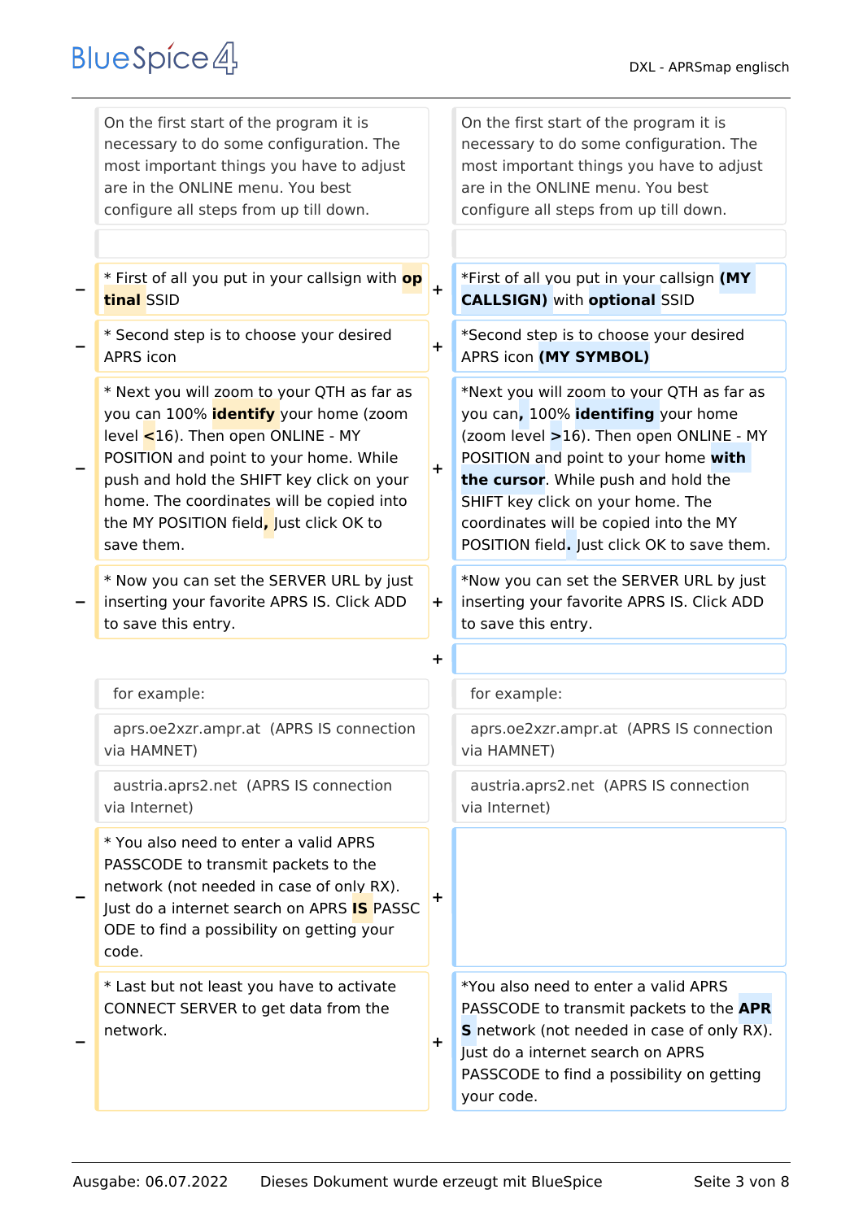| | Old version | | New version |
|---|---|---|---|
| | On the first start of the program it is necessary to do some configuration. The most important things you have to adjust are in the ONLINE menu. You best configure all steps from up till down. | | On the first start of the program it is necessary to do some configuration. The most important things you have to adjust are in the ONLINE menu. You best configure all steps from up till down. |
| | | | |
| − | * First of all you put in your callsign with **optinal** SSID | + | *First of all you put in your callsign **(MY CALLSIGN)** with **optional** SSID |
| − | * Second step is to choose your desired APRS icon | + | *Second step is to choose your desired APRS icon **(MY SYMBOL)** |
| − | * Next you will zoom to your QTH as far as you can 100% **identify** your home (zoom level **<**16). Then open ONLINE - MY POSITION and point to your home. While push and hold the SHIFT key click on your home. The coordinates will be copied into the MY POSITION field**,** Just click OK to save them. | + | *Next you will zoom to your QTH as far as you can**,** 100% **identifing** your home (zoom level **>**16). Then open ONLINE - MY POSITION and point to your home **with the cursor**. While push and hold the SHIFT key click on your home. The coordinates will be copied into the MY POSITION field**.** Just click OK to save them. |
| − | * Now you can set the SERVER URL by just inserting your favorite APRS IS. Click ADD to save this entry. | + | *Now you can set the SERVER URL by just inserting your favorite APRS IS. Click ADD to save this entry. |
| | | + | |
| | for example: | | for example: |
| | aprs.oe2xzr.ampr.at (APRS IS connection via HAMNET) | | aprs.oe2xzr.ampr.at (APRS IS connection via HAMNET) |
| | austria.aprs2.net (APRS IS connection via Internet) | | austria.aprs2.net (APRS IS connection via Internet) |
| − | * You also need to enter a valid APRS PASSCODE to transmit packets to the network (not needed in case of only RX). Just do a internet search on APRS **IS** PASSCODE to find a possibility on getting your code. | + | |
| − | * Last but not least you have to activate CONNECT SERVER to get data from the network. | + | *You also need to enter a valid APRS PASSCODE to transmit packets to the **APRS** network (not needed in case of only RX). Just do a internet search on APRS PASSCODE to find a possibility on getting your code. |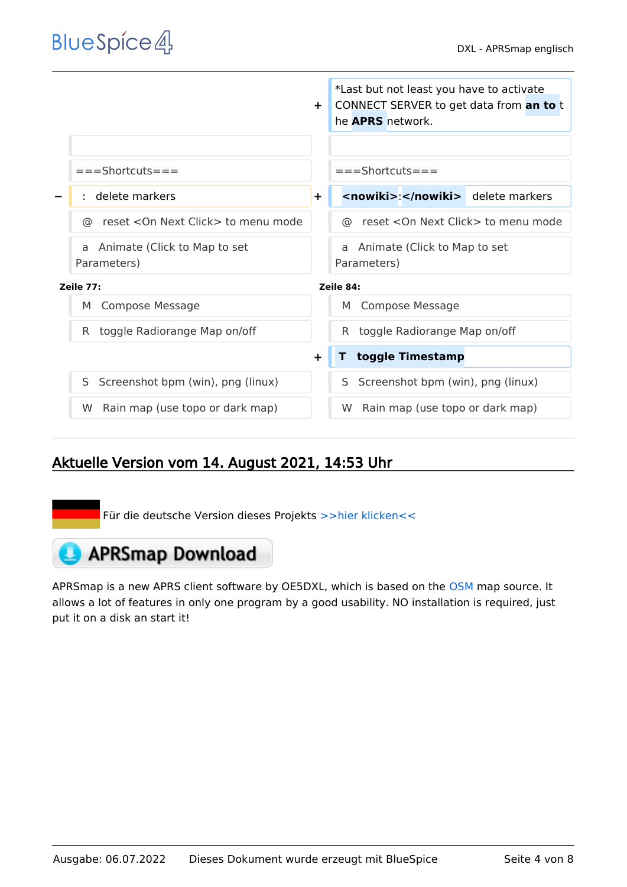| | | | |
|---|---|---|---|
| | | + | *Last but not least you have to activate CONNECT SERVER to get data from **an to** the **APRS** network. |
| | | | |
| | ===Shortcuts=== | | ===Shortcuts=== |
| − | : delete markers | + | **<nowiki>**:**</nowiki>** delete markers |
| | @ reset <On Next Click> to menu mode | | @ reset <On Next Click> to menu mode |
| | a Animate (Click to Map to set Parameters) | | a Animate (Click to Map to set Parameters) |
| **Zeile 77:** | | **Zeile 84:** | |
| | M Compose Message | | M Compose Message |
| | R toggle Radiorange Map on/off | | R toggle Radiorange Map on/off |
| | | + | **T toggle Timestamp** |
| | S Screenshot bpm (win), png (linux) | | S Screenshot bpm (win), png (linux) |
| | W Rain map (use topo or dark map) | | W Rain map (use topo or dark map) |

## Aktuelle Version vom 14. August 2021, 14:53 Uhr

Für die deutsche Version dieses Projekts >>hier klicken<<

APRSmap Download

APRSmap is a new APRS client software by OE5DXL, which is based on the OSM map source. It allows a lot of features in only one program by a good usability. NO installation is required, just put it on a disk an start it!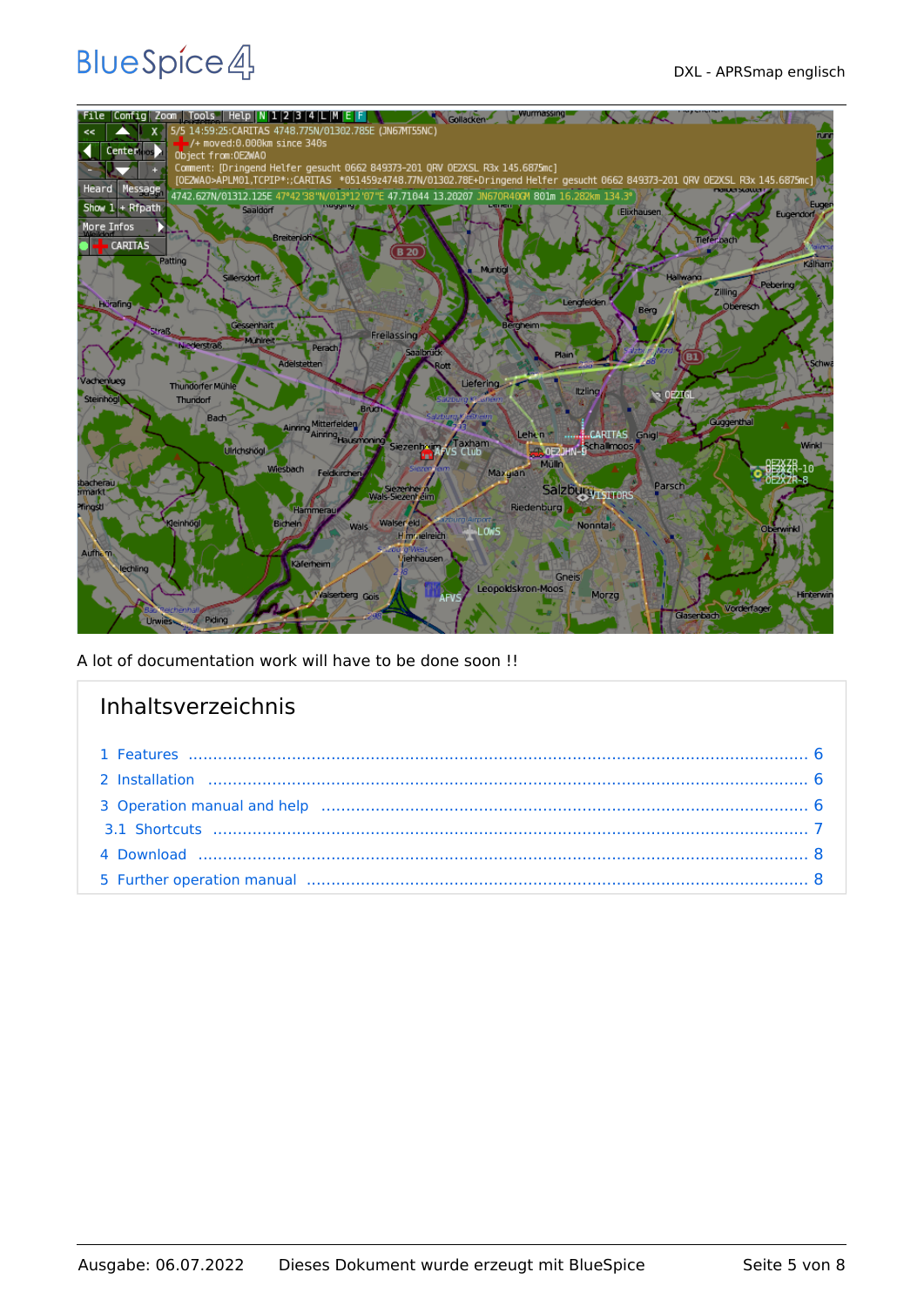A lot of documentation work will have to be done soon !!

## Inhaltsverzeichnis

1 Features ........................................................................................................................ 6
2 Installation .................................................................................................................... 6
3 Operation manual and help ........................................................................................... 6
3.1 Shortcuts ..................................................................................................................... 7
4 Download ....................................................................................................................... 8
5 Further operation manual .............................................................................................. 8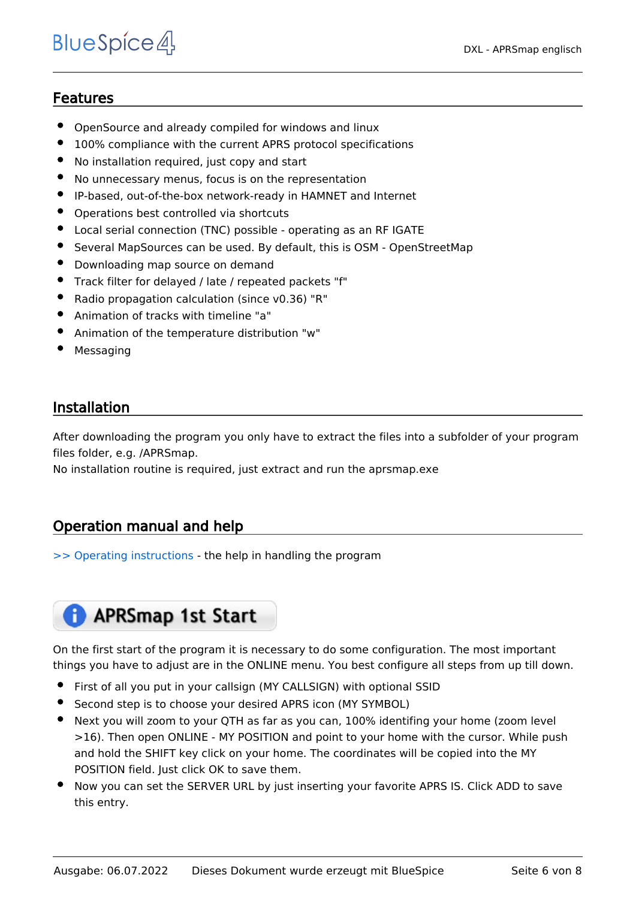## Features

- OpenSource and already compiled for windows and linux
- 100% compliance with the current APRS protocol specifications
- No installation required, just copy and start
- No unnecessary menus, focus is on the representation
- IP-based, out-of-the-box network-ready in HAMNET and Internet
- Operations best controlled via shortcuts
- Local serial connection (TNC) possible - operating as an RF IGATE
- Several MapSources can be used. By default, this is OSM - OpenStreetMap
- Downloading map source on demand
- Track filter for delayed / late / repeated packets "f"
- Radio propagation calculation (since v0.36) "R"
- Animation of tracks with timeline "a"
- Animation of the temperature distribution "w"
- Messaging

## Installation

After downloading the program you only have to extract the files into a subfolder of your program files folder, e.g. /APRSmap.
No installation routine is required, just extract and run the aprsmap.exe

## Operation manual and help

>> Operating instructions - the help in handling the program

**APRSmap 1st Start**

On the first start of the program it is necessary to do some configuration. The most important things you have to adjust are in the ONLINE menu. You best configure all steps from up till down.

- First of all you put in your callsign (MY CALLSIGN) with optional SSID
- Second step is to choose your desired APRS icon (MY SYMBOL)
- Next you will zoom to your QTH as far as you can, 100% identifing your home (zoom level >16). Then open ONLINE - MY POSITION and point to your home with the cursor. While push and hold the SHIFT key click on your home. The coordinates will be copied into the MY POSITION field. Just click OK to save them.
- Now you can set the SERVER URL by just inserting your favorite APRS IS. Click ADD to save this entry.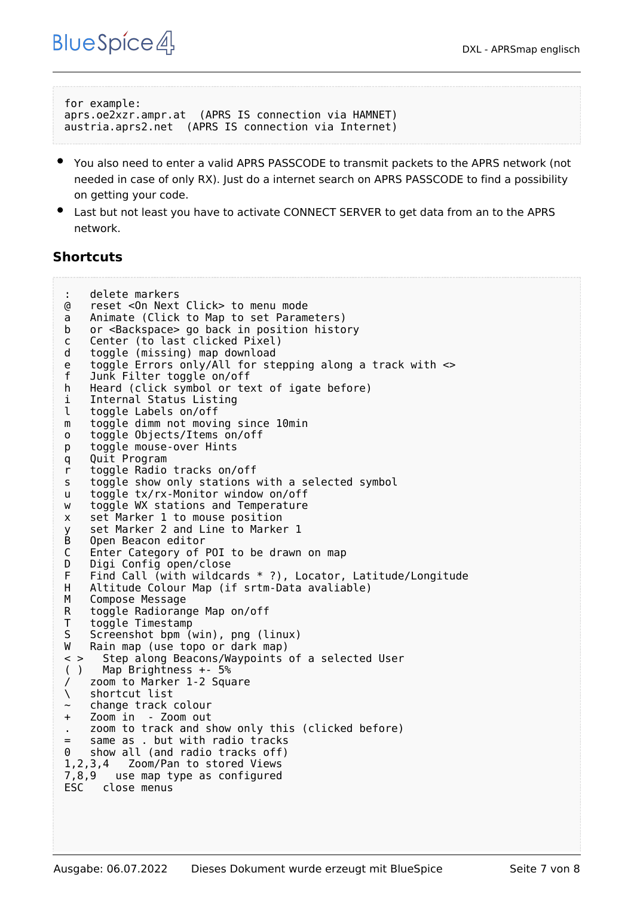```
for example:
aprs.oe2xzr.ampr.at  (APRS IS connection via HAMNET)
austria.aprs2.net  (APRS IS connection via Internet)
```

- You also need to enter a valid APRS PASSCODE to transmit packets to the APRS network (not needed in case of only RX). Just do a internet search on APRS PASSCODE to find a possibility on getting your code.
- Last but not least you have to activate CONNECT SERVER to get data from an to the APRS network.

## Shortcuts

```
:   delete markers
@   reset <On Next Click> to menu mode
a   Animate (Click to Map to set Parameters)
b   or <Backspace> go back in position history
c   Center (to last clicked Pixel)
d   toggle (missing) map download
e   toggle Errors only/All for stepping along a track with <>
f   Junk Filter toggle on/off
h   Heard (click symbol or text of igate before)
i   Internal Status Listing
l   toggle Labels on/off
m   toggle dimm not moving since 10min
o   toggle Objects/Items on/off
p   toggle mouse-over Hints
q   Quit Program
r   toggle Radio tracks on/off
s   toggle show only stations with a selected symbol
u   toggle tx/rx-Monitor window on/off
w   toggle WX stations and Temperature
x   set Marker 1 to mouse position
y   set Marker 2 and Line to Marker 1
B   Open Beacon editor
C   Enter Category of POI to be drawn on map
D   Digi Config open/close
F   Find Call (with wildcards * ?), Locator, Latitude/Longitude
H   Altitude Colour Map (if srtm-Data avaliable)
M   Compose Message
R   toggle Radiorange Map on/off
T   toggle Timestamp
S   Screenshot bpm (win), png (linux)
W   Rain map (use topo or dark map)
< >   Step along Beacons/Waypoints of a selected User
( )   Map Brightness +- 5%
/   zoom to Marker 1-2 Square
\   shortcut list
~   change track colour
+   Zoom in  - Zoom out
.   zoom to track and show only this (clicked before)
=   same as . but with radio tracks
0   show all (and radio tracks off)
1,2,3,4   Zoom/Pan to stored Views
7,8,9   use map type as configured
ESC   close menus
```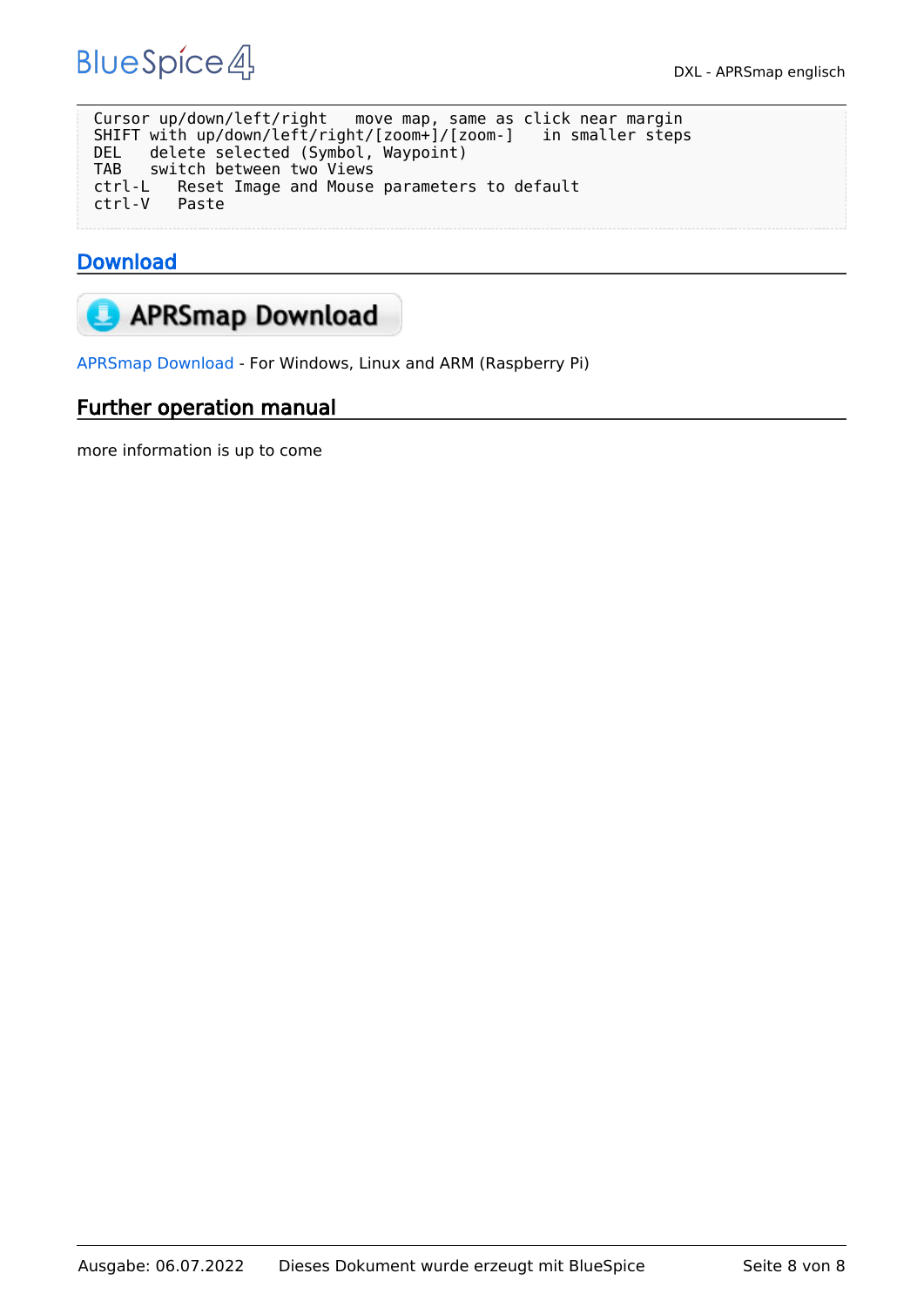```
Cursor up/down/left/right   move map, same as click near margin
SHIFT with up/down/left/right/[zoom+]/[zoom-]   in smaller steps
DEL   delete selected (Symbol, Waypoint)
TAB   switch between two Views
ctrl-L   Reset Image and Mouse parameters to default
ctrl-V   Paste
```

## Download

APRSmap Download

APRSmap Download - For Windows, Linux and ARM (Raspberry Pi)

## Further operation manual

more information is up to come